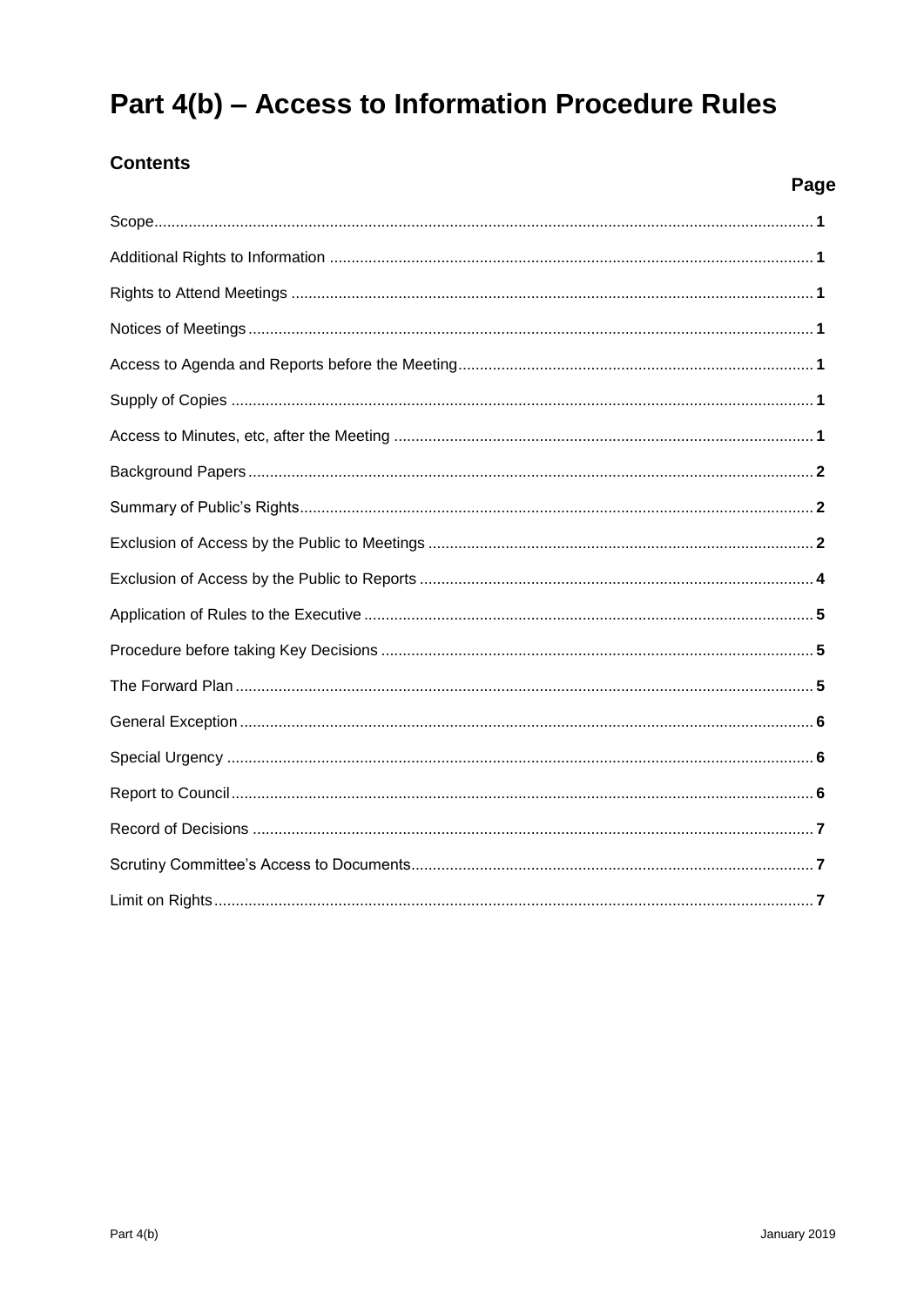# Part 4(b) – Access to Information Procedure Rules

## Contents

| | Page |
|---|---|
| Scope | 1 |
| Additional Rights to Information | 1 |
| Rights to Attend Meetings | 1 |
| Notices of Meetings | 1 |
| Access to Agenda and Reports before the Meeting | 1 |
| Supply of Copies | 1 |
| Access to Minutes, etc, after the Meeting | 1 |
| Background Papers | 2 |
| Summary of Public's Rights | 2 |
| Exclusion of Access by the Public to Meetings | 2 |
| Exclusion of Access by the Public to Reports | 4 |
| Application of Rules to the Executive | 5 |
| Procedure before taking Key Decisions | 5 |
| The Forward Plan | 5 |
| General Exception | 6 |
| Special Urgency | 6 |
| Report to Council | 6 |
| Record of Decisions | 7 |
| Scrutiny Committee's Access to Documents | 7 |
| Limit on Rights | 7 |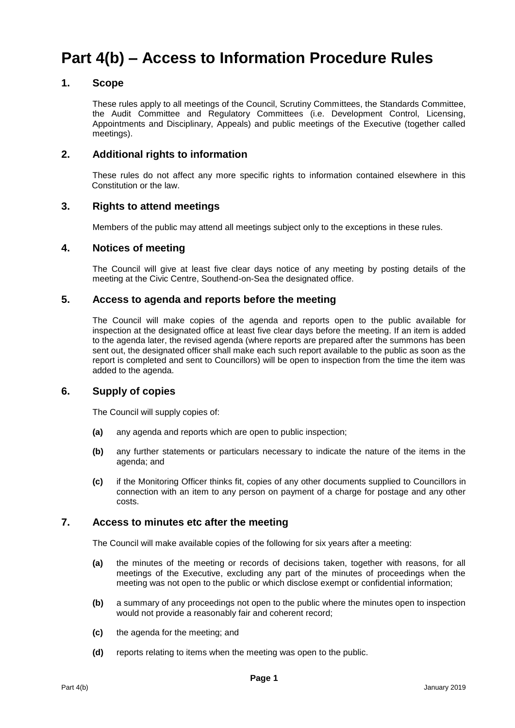# Part 4(b) – Access to Information Procedure Rules

## 1. Scope

These rules apply to all meetings of the Council, Scrutiny Committees, the Standards Committee, the Audit Committee and Regulatory Committees (i.e. Development Control, Licensing, Appointments and Disciplinary, Appeals) and public meetings of the Executive (together called meetings).

## 2. Additional rights to information

These rules do not affect any more specific rights to information contained elsewhere in this Constitution or the law.

## 3. Rights to attend meetings

Members of the public may attend all meetings subject only to the exceptions in these rules.

## 4. Notices of meeting

The Council will give at least five clear days notice of any meeting by posting details of the meeting at the Civic Centre, Southend-on-Sea the designated office.

## 5. Access to agenda and reports before the meeting

The Council will make copies of the agenda and reports open to the public available for inspection at the designated office at least five clear days before the meeting. If an item is added to the agenda later, the revised agenda (where reports are prepared after the summons has been sent out, the designated officer shall make each such report available to the public as soon as the report is completed and sent to Councillors) will be open to inspection from the time the item was added to the agenda.

## 6. Supply of copies

The Council will supply copies of:

- **(a)** any agenda and reports which are open to public inspection;
- **(b)** any further statements or particulars necessary to indicate the nature of the items in the agenda; and
- **(c)** if the Monitoring Officer thinks fit, copies of any other documents supplied to Councillors in connection with an item to any person on payment of a charge for postage and any other costs.

## 7. Access to minutes etc after the meeting

The Council will make available copies of the following for six years after a meeting:

- **(a)** the minutes of the meeting or records of decisions taken, together with reasons, for all meetings of the Executive, excluding any part of the minutes of proceedings when the meeting was not open to the public or which disclose exempt or confidential information;
- **(b)** a summary of any proceedings not open to the public where the minutes open to inspection would not provide a reasonably fair and coherent record;
- **(c)** the agenda for the meeting; and
- **(d)** reports relating to items when the meeting was open to the public.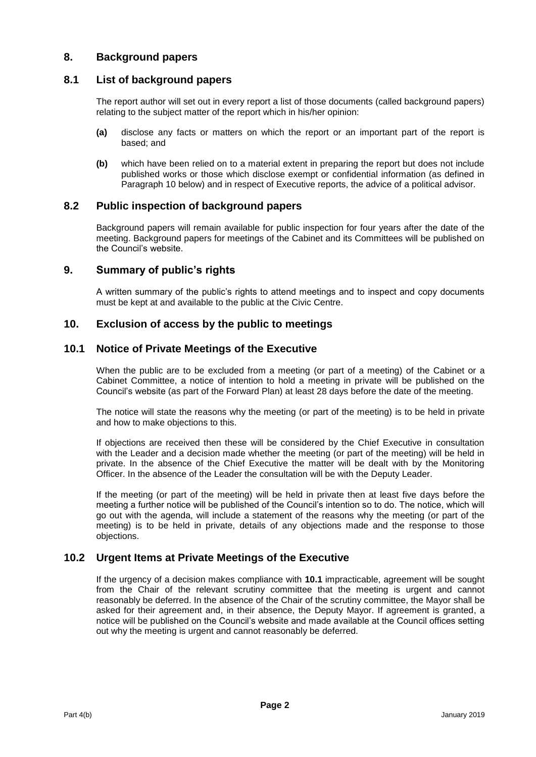## 8. Background papers

### 8.1 List of background papers

The report author will set out in every report a list of those documents (called background papers) relating to the subject matter of the report which in his/her opinion:

**(a)** disclose any facts or matters on which the report or an important part of the report is based; and

**(b)** which have been relied on to a material extent in preparing the report but does not include published works or those which disclose exempt or confidential information (as defined in Paragraph 10 below) and in respect of Executive reports, the advice of a political advisor.

### 8.2 Public inspection of background papers

Background papers will remain available for public inspection for four years after the date of the meeting. Background papers for meetings of the Cabinet and its Committees will be published on the Council's website.

## 9. Summary of public's rights

A written summary of the public's rights to attend meetings and to inspect and copy documents must be kept at and available to the public at the Civic Centre.

## 10. Exclusion of access by the public to meetings

### 10.1 Notice of Private Meetings of the Executive

When the public are to be excluded from a meeting (or part of a meeting) of the Cabinet or a Cabinet Committee, a notice of intention to hold a meeting in private will be published on the Council's website (as part of the Forward Plan) at least 28 days before the date of the meeting.

The notice will state the reasons why the meeting (or part of the meeting) is to be held in private and how to make objections to this.

If objections are received then these will be considered by the Chief Executive in consultation with the Leader and a decision made whether the meeting (or part of the meeting) will be held in private. In the absence of the Chief Executive the matter will be dealt with by the Monitoring Officer. In the absence of the Leader the consultation will be with the Deputy Leader.

If the meeting (or part of the meeting) will be held in private then at least five days before the meeting a further notice will be published of the Council's intention so to do. The notice, which will go out with the agenda, will include a statement of the reasons why the meeting (or part of the meeting) is to be held in private, details of any objections made and the response to those objections.

### 10.2 Urgent Items at Private Meetings of the Executive

If the urgency of a decision makes compliance with **10.1** impracticable, agreement will be sought from the Chair of the relevant scrutiny committee that the meeting is urgent and cannot reasonably be deferred. In the absence of the Chair of the scrutiny committee, the Mayor shall be asked for their agreement and, in their absence, the Deputy Mayor. If agreement is granted, a notice will be published on the Council's website and made available at the Council offices setting out why the meeting is urgent and cannot reasonably be deferred.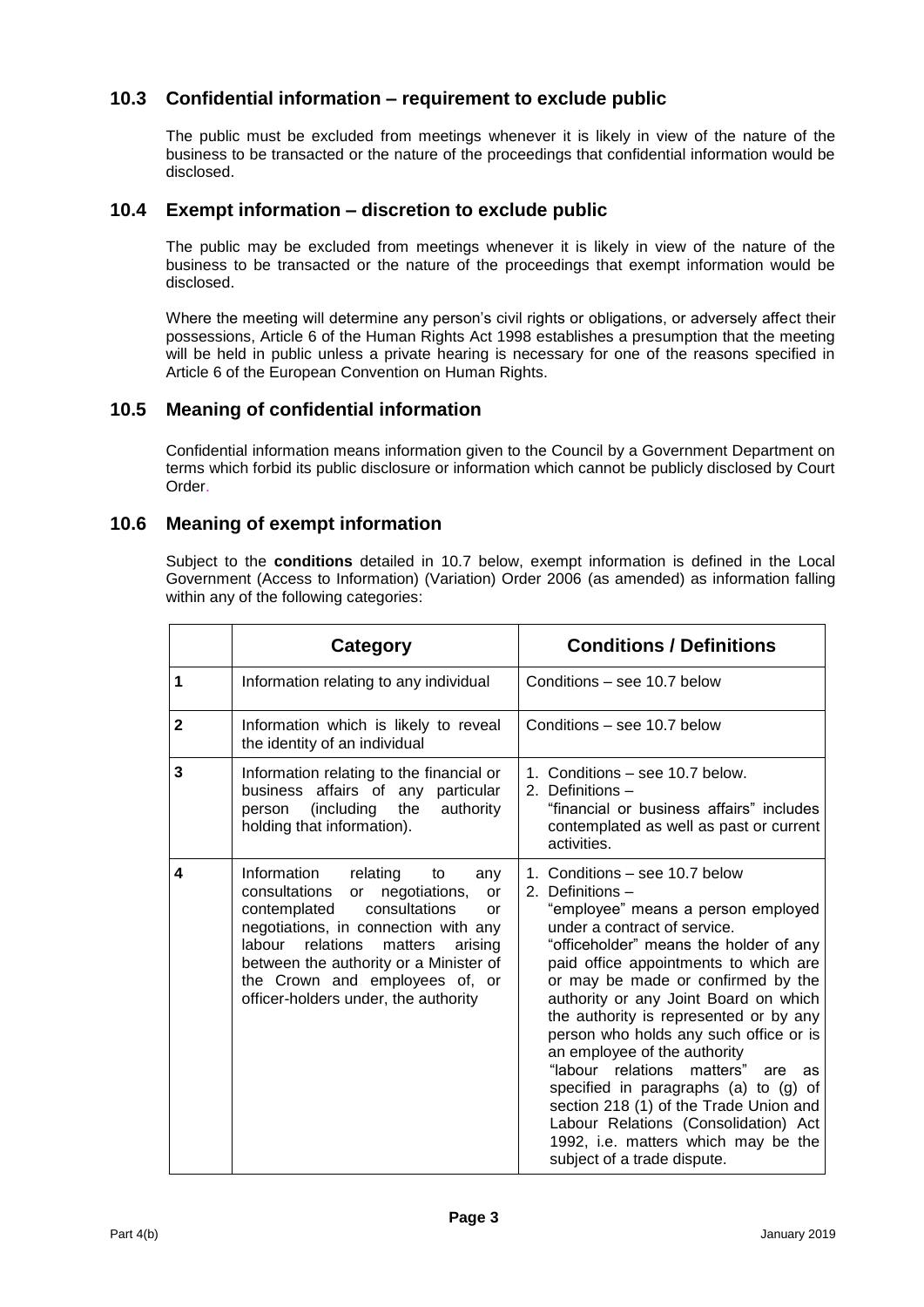## 10.3 Confidential information – requirement to exclude public

The public must be excluded from meetings whenever it is likely in view of the nature of the business to be transacted or the nature of the proceedings that confidential information would be disclosed.

## 10.4 Exempt information – discretion to exclude public

The public may be excluded from meetings whenever it is likely in view of the nature of the business to be transacted or the nature of the proceedings that exempt information would be disclosed.

Where the meeting will determine any person's civil rights or obligations, or adversely affect their possessions, Article 6 of the Human Rights Act 1998 establishes a presumption that the meeting will be held in public unless a private hearing is necessary for one of the reasons specified in Article 6 of the European Convention on Human Rights.

## 10.5 Meaning of confidential information

Confidential information means information given to the Council by a Government Department on terms which forbid its public disclosure or information which cannot be publicly disclosed by Court Order.

## 10.6 Meaning of exempt information

Subject to the **conditions** detailed in 10.7 below, exempt information is defined in the Local Government (Access to Information) (Variation) Order 2006 (as amended) as information falling within any of the following categories:

| | Category | Conditions / Definitions |
|---|---|---|
| **1** | Information relating to any individual | Conditions – see 10.7 below |
| **2** | Information which is likely to reveal the identity of an individual | Conditions – see 10.7 below |
| **3** | Information relating to the financial or business affairs of any particular person (including the authority holding that information). | 1. Conditions – see 10.7 below.<br>2. Definitions –<br>"financial or business affairs" includes contemplated as well as past or current activities. |
| **4** | Information relating to any consultations or negotiations, or contemplated consultations or negotiations, in connection with any labour relations matters arising between the authority or a Minister of the Crown and employees of, or officer-holders under, the authority | 1. Conditions – see 10.7 below<br>2. Definitions –<br>"employee" means a person employed under a contract of service.<br>"officeholder" means the holder of any paid office appointments to which are or may be made or confirmed by the authority or any Joint Board on which the authority is represented or by any person who holds any such office or is an employee of the authority<br>"labour relations matters" are as specified in paragraphs (a) to (g) of section 218 (1) of the Trade Union and Labour Relations (Consolidation) Act 1992, i.e. matters which may be the subject of a trade dispute. |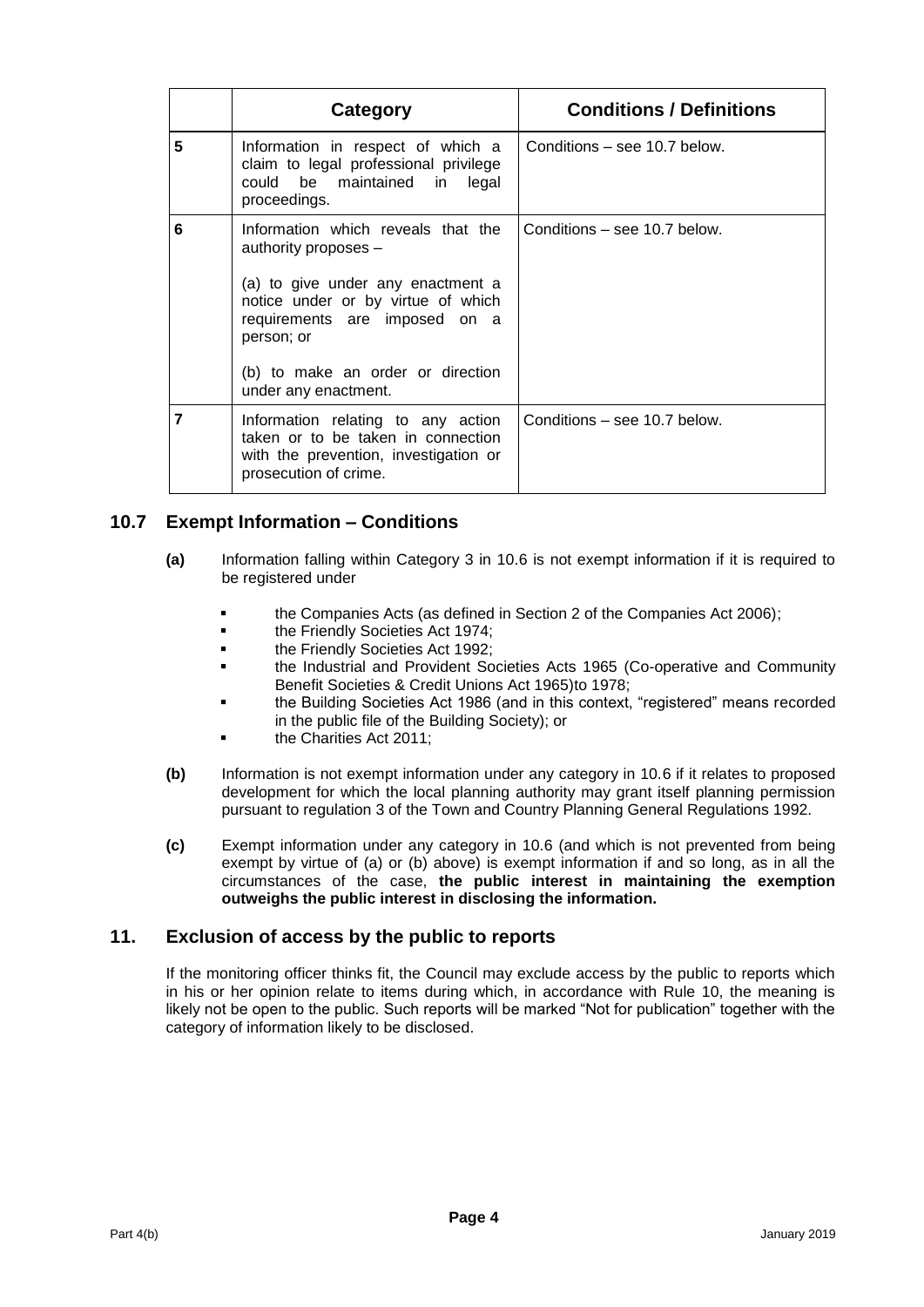| | Category | Conditions / Definitions |
|---|---|---|
| 5 | Information in respect of which a claim to legal professional privilege could be maintained in legal proceedings. | Conditions – see 10.7 below. |
| 6 | Information which reveals that the authority proposes – (a) to give under any enactment a notice under or by virtue of which requirements are imposed on a person; or (b) to make an order or direction under any enactment. | Conditions – see 10.7 below. |
| 7 | Information relating to any action taken or to be taken in connection with the prevention, investigation or prosecution of crime. | Conditions – see 10.7 below. |

## 10.7 Exempt Information – Conditions

**(a)** Information falling within Category 3 in 10.6 is not exempt information if it is required to be registered under

- the Companies Acts (as defined in Section 2 of the Companies Act 2006);
- the Friendly Societies Act 1974;
- the Friendly Societies Act 1992;
- the Industrial and Provident Societies Acts 1965 (Co-operative and Community Benefit Societies & Credit Unions Act 1965)to 1978;
- the Building Societies Act 1986 (and in this context, "registered" means recorded in the public file of the Building Society); or
- the Charities Act 2011;

**(b)** Information is not exempt information under any category in 10.6 if it relates to proposed development for which the local planning authority may grant itself planning permission pursuant to regulation 3 of the Town and Country Planning General Regulations 1992.

**(c)** Exempt information under any category in 10.6 (and which is not prevented from being exempt by virtue of (a) or (b) above) is exempt information if and so long, as in all the circumstances of the case, **the public interest in maintaining the exemption outweighs the public interest in disclosing the information.**

## 11. Exclusion of access by the public to reports

If the monitoring officer thinks fit, the Council may exclude access by the public to reports which in his or her opinion relate to items during which, in accordance with Rule 10, the meaning is likely not be open to the public. Such reports will be marked "Not for publication" together with the category of information likely to be disclosed.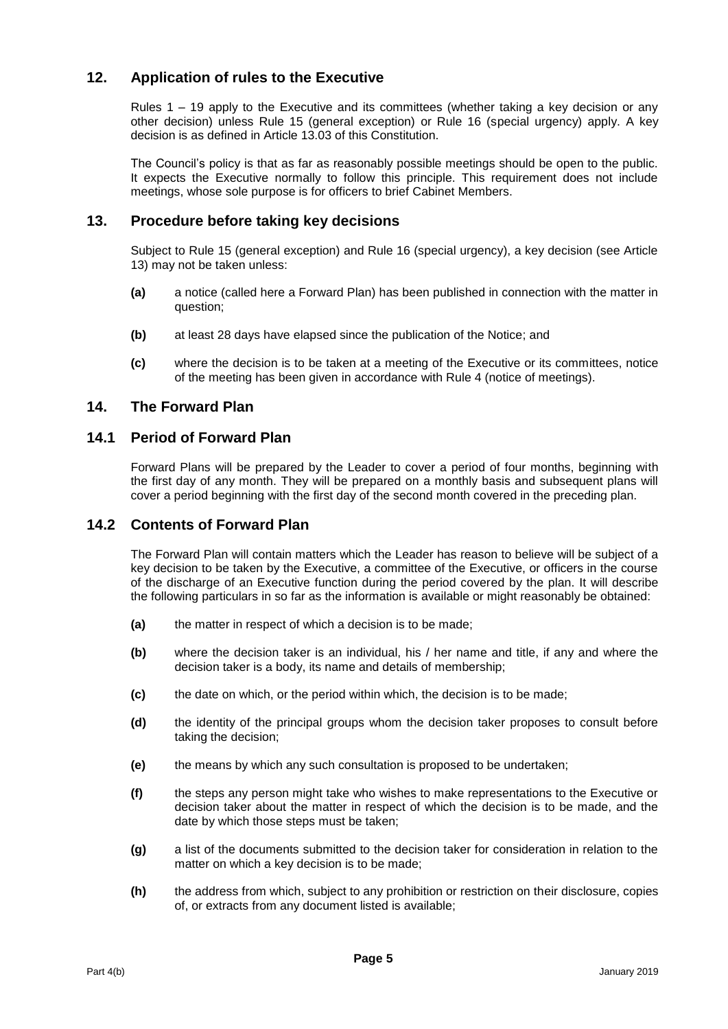## 12. Application of rules to the Executive

Rules 1 – 19 apply to the Executive and its committees (whether taking a key decision or any other decision) unless Rule 15 (general exception) or Rule 16 (special urgency) apply. A key decision is as defined in Article 13.03 of this Constitution.

The Council's policy is that as far as reasonably possible meetings should be open to the public. It expects the Executive normally to follow this principle. This requirement does not include meetings, whose sole purpose is for officers to brief Cabinet Members.

## 13. Procedure before taking key decisions

Subject to Rule 15 (general exception) and Rule 16 (special urgency), a key decision (see Article 13) may not be taken unless:

- **(a)** a notice (called here a Forward Plan) has been published in connection with the matter in question;
- **(b)** at least 28 days have elapsed since the publication of the Notice; and
- **(c)** where the decision is to be taken at a meeting of the Executive or its committees, notice of the meeting has been given in accordance with Rule 4 (notice of meetings).

## 14. The Forward Plan

### 14.1 Period of Forward Plan

Forward Plans will be prepared by the Leader to cover a period of four months, beginning with the first day of any month. They will be prepared on a monthly basis and subsequent plans will cover a period beginning with the first day of the second month covered in the preceding plan.

### 14.2 Contents of Forward Plan

The Forward Plan will contain matters which the Leader has reason to believe will be subject of a key decision to be taken by the Executive, a committee of the Executive, or officers in the course of the discharge of an Executive function during the period covered by the plan. It will describe the following particulars in so far as the information is available or might reasonably be obtained:

- **(a)** the matter in respect of which a decision is to be made;
- **(b)** where the decision taker is an individual, his / her name and title, if any and where the decision taker is a body, its name and details of membership;
- **(c)** the date on which, or the period within which, the decision is to be made;
- **(d)** the identity of the principal groups whom the decision taker proposes to consult before taking the decision;
- **(e)** the means by which any such consultation is proposed to be undertaken;
- **(f)** the steps any person might take who wishes to make representations to the Executive or decision taker about the matter in respect of which the decision is to be made, and the date by which those steps must be taken;
- **(g)** a list of the documents submitted to the decision taker for consideration in relation to the matter on which a key decision is to be made;
- **(h)** the address from which, subject to any prohibition or restriction on their disclosure, copies of, or extracts from any document listed is available;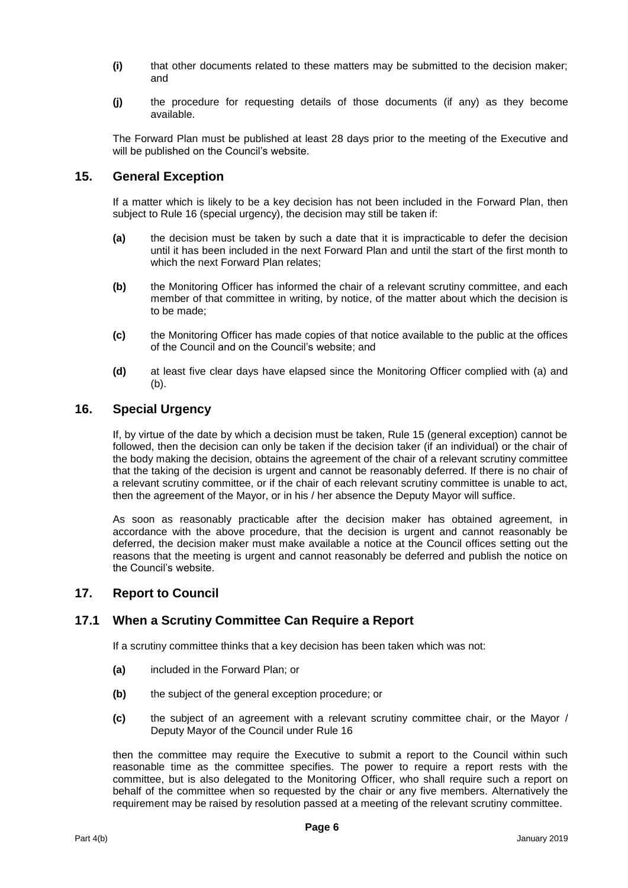- **(i)** that other documents related to these matters may be submitted to the decision maker; and
- **(j)** the procedure for requesting details of those documents (if any) as they become available.

The Forward Plan must be published at least 28 days prior to the meeting of the Executive and will be published on the Council's website.

## 15. General Exception

If a matter which is likely to be a key decision has not been included in the Forward Plan, then subject to Rule 16 (special urgency), the decision may still be taken if:

- **(a)** the decision must be taken by such a date that it is impracticable to defer the decision until it has been included in the next Forward Plan and until the start of the first month to which the next Forward Plan relates;
- **(b)** the Monitoring Officer has informed the chair of a relevant scrutiny committee, and each member of that committee in writing, by notice, of the matter about which the decision is to be made;
- **(c)** the Monitoring Officer has made copies of that notice available to the public at the offices of the Council and on the Council's website; and
- **(d)** at least five clear days have elapsed since the Monitoring Officer complied with (a) and (b).

## 16. Special Urgency

If, by virtue of the date by which a decision must be taken, Rule 15 (general exception) cannot be followed, then the decision can only be taken if the decision taker (if an individual) or the chair of the body making the decision, obtains the agreement of the chair of a relevant scrutiny committee that the taking of the decision is urgent and cannot be reasonably deferred. If there is no chair of a relevant scrutiny committee, or if the chair of each relevant scrutiny committee is unable to act, then the agreement of the Mayor, or in his / her absence the Deputy Mayor will suffice.

As soon as reasonably practicable after the decision maker has obtained agreement, in accordance with the above procedure, that the decision is urgent and cannot reasonably be deferred, the decision maker must make available a notice at the Council offices setting out the reasons that the meeting is urgent and cannot reasonably be deferred and publish the notice on the Council's website.

## 17. Report to Council

## 17.1 When a Scrutiny Committee Can Require a Report

If a scrutiny committee thinks that a key decision has been taken which was not:

- **(a)** included in the Forward Plan; or
- **(b)** the subject of the general exception procedure; or
- **(c)** the subject of an agreement with a relevant scrutiny committee chair, or the Mayor / Deputy Mayor of the Council under Rule 16

then the committee may require the Executive to submit a report to the Council within such reasonable time as the committee specifies. The power to require a report rests with the committee, but is also delegated to the Monitoring Officer, who shall require such a report on behalf of the committee when so requested by the chair or any five members. Alternatively the requirement may be raised by resolution passed at a meeting of the relevant scrutiny committee.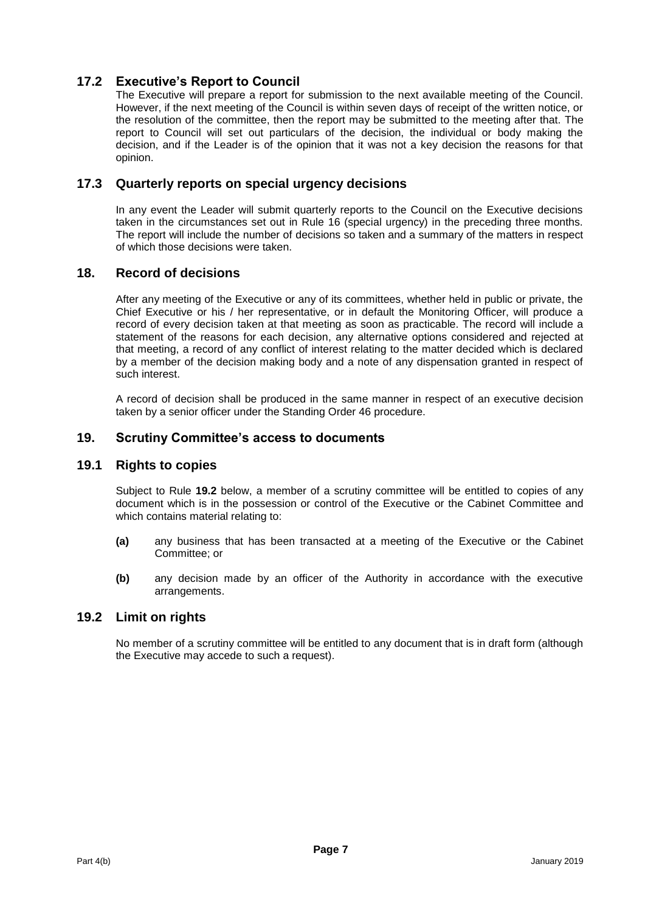## 17.2 Executive's Report to Council

The Executive will prepare a report for submission to the next available meeting of the Council. However, if the next meeting of the Council is within seven days of receipt of the written notice, or the resolution of the committee, then the report may be submitted to the meeting after that. The report to Council will set out particulars of the decision, the individual or body making the decision, and if the Leader is of the opinion that it was not a key decision the reasons for that opinion.

## 17.3 Quarterly reports on special urgency decisions

In any event the Leader will submit quarterly reports to the Council on the Executive decisions taken in the circumstances set out in Rule 16 (special urgency) in the preceding three months. The report will include the number of decisions so taken and a summary of the matters in respect of which those decisions were taken.

## 18. Record of decisions

After any meeting of the Executive or any of its committees, whether held in public or private, the Chief Executive or his / her representative, or in default the Monitoring Officer, will produce a record of every decision taken at that meeting as soon as practicable. The record will include a statement of the reasons for each decision, any alternative options considered and rejected at that meeting, a record of any conflict of interest relating to the matter decided which is declared by a member of the decision making body and a note of any dispensation granted in respect of such interest.

A record of decision shall be produced in the same manner in respect of an executive decision taken by a senior officer under the Standing Order 46 procedure.

## 19. Scrutiny Committee's access to documents

## 19.1 Rights to copies

Subject to Rule **19.2** below, a member of a scrutiny committee will be entitled to copies of any document which is in the possession or control of the Executive or the Cabinet Committee and which contains material relating to:

**(a)** any business that has been transacted at a meeting of the Executive or the Cabinet Committee; or

**(b)** any decision made by an officer of the Authority in accordance with the executive arrangements.

## 19.2 Limit on rights

No member of a scrutiny committee will be entitled to any document that is in draft form (although the Executive may accede to such a request).